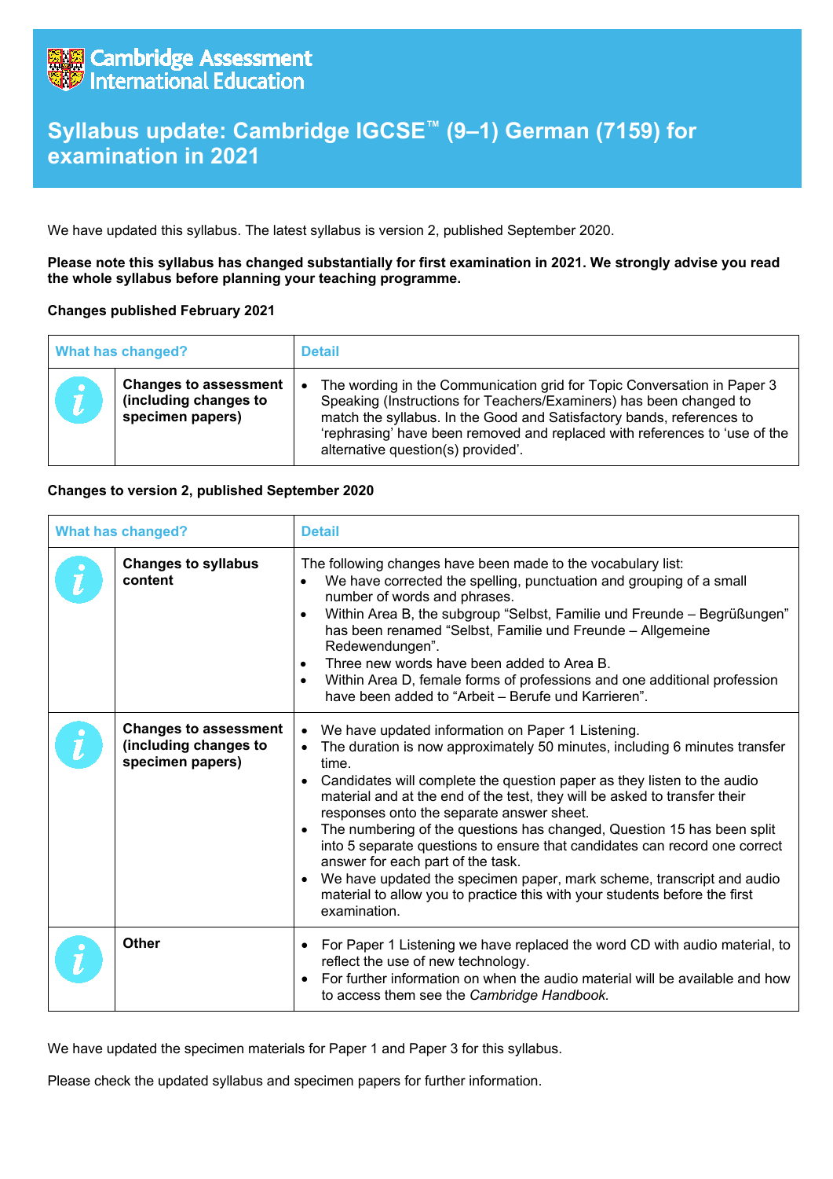Cambridge Assessment International Education

# Syllabus update: Cambridge IGCSE™ (9–1) German (7159) for examination in 2021

We have updated this syllabus. The latest syllabus is version 2, published September 2020.

**Please note this syllabus has changed substantially for first examination in 2021. We strongly advise you read the whole syllabus before planning your teaching programme.**

**Changes published February 2021**

| What has changed? | | Detail |
|---|---|---|
| i | **Changes to assessment (including changes to specimen papers)** | • The wording in the Communication grid for Topic Conversation in Paper 3 Speaking (Instructions for Teachers/Examiners) has been changed to match the syllabus. In the Good and Satisfactory bands, references to 'rephrasing' have been removed and replaced with references to 'use of the alternative question(s) provided'. |

**Changes to version 2, published September 2020**

| What has changed? | | Detail |
|---|---|---|
| i | **Changes to syllabus content** | The following changes have been made to the vocabulary list:<br>• We have corrected the spelling, punctuation and grouping of a small number of words and phrases.<br>• Within Area B, the subgroup "Selbst, Familie und Freunde – Begrüßungen" has been renamed "Selbst, Familie und Freunde – Allgemeine Redewendungen".<br>• Three new words have been added to Area B.<br>• Within Area D, female forms of professions and one additional profession have been added to "Arbeit – Berufe und Karrieren". |
| i | **Changes to assessment (including changes to specimen papers)** | • We have updated information on Paper 1 Listening.<br>• The duration is now approximately 50 minutes, including 6 minutes transfer time.<br>• Candidates will complete the question paper as they listen to the audio material and at the end of the test, they will be asked to transfer their responses onto the separate answer sheet.<br>• The numbering of the questions has changed, Question 15 has been split into 5 separate questions to ensure that candidates can record one correct answer for each part of the task.<br>• We have updated the specimen paper, mark scheme, transcript and audio material to allow you to practice this with your students before the first examination. |
| i | **Other** | • For Paper 1 Listening we have replaced the word CD with audio material, to reflect the use of new technology.<br>• For further information on when the audio material will be available and how to access them see the *Cambridge Handbook.* |

We have updated the specimen materials for Paper 1 and Paper 3 for this syllabus.

Please check the updated syllabus and specimen papers for further information.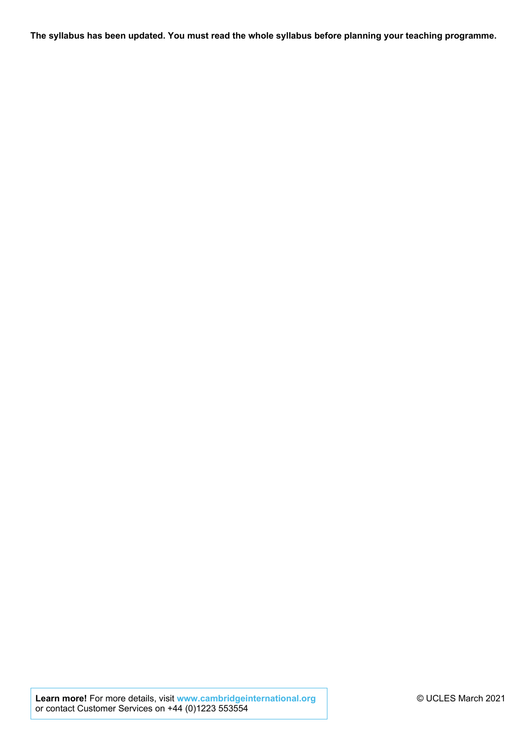**The syllabus has been updated. You must read the whole syllabus before planning your teaching programme.**

**Learn more!** For more details, visit **www.cambridgeinternational.org** or contact Customer Services on +44 (0)1223 553554

© UCLES March 2021